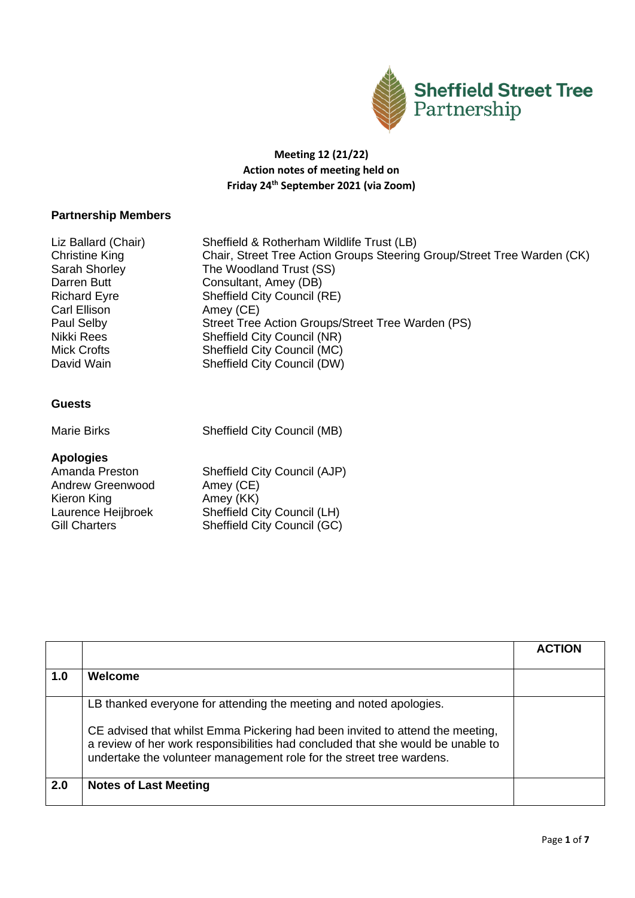**Sheffield Street Tree Partnership**

**Meeting 12 (21/22)**
**Action notes of meeting held on**
**Friday 24th September 2021 (via Zoom)**

## Partnership Members

| | |
|---|---|
| Liz Ballard (Chair) | Sheffield & Rotherham Wildlife Trust (LB) |
| Christine King | Chair, Street Tree Action Groups Steering Group/Street Tree Warden (CK) |
| Sarah Shorley | The Woodland Trust (SS) |
| Darren Butt | Consultant, Amey (DB) |
| Richard Eyre | Sheffield City Council (RE) |
| Carl Ellison | Amey (CE) |
| Paul Selby | Street Tree Action Groups/Street Tree Warden (PS) |
| Nikki Rees | Sheffield City Council (NR) |
| Mick Crofts | Sheffield City Council (MC) |
| David Wain | Sheffield City Council (DW) |

## Guests

| | |
|---|---|
| Marie Birks | Sheffield City Council (MB) |

## Apologies

| | |
|---|---|
| Amanda Preston | Sheffield City Council (AJP) |
| Andrew Greenwood | Amey (CE) |
| Kieron King | Amey (KK) |
| Laurence Heijbroek | Sheffield City Council (LH) |
| Gill Charters | Sheffield City Council (GC) |

| | | ACTION |
|---|---|---|
| **1.0** | **Welcome** | |
| | LB thanked everyone for attending the meeting and noted apologies.<br><br>CE advised that whilst Emma Pickering had been invited to attend the meeting, a review of her work responsibilities had concluded that she would be unable to undertake the volunteer management role for the street tree wardens. | |
| **2.0** | **Notes of Last Meeting** | |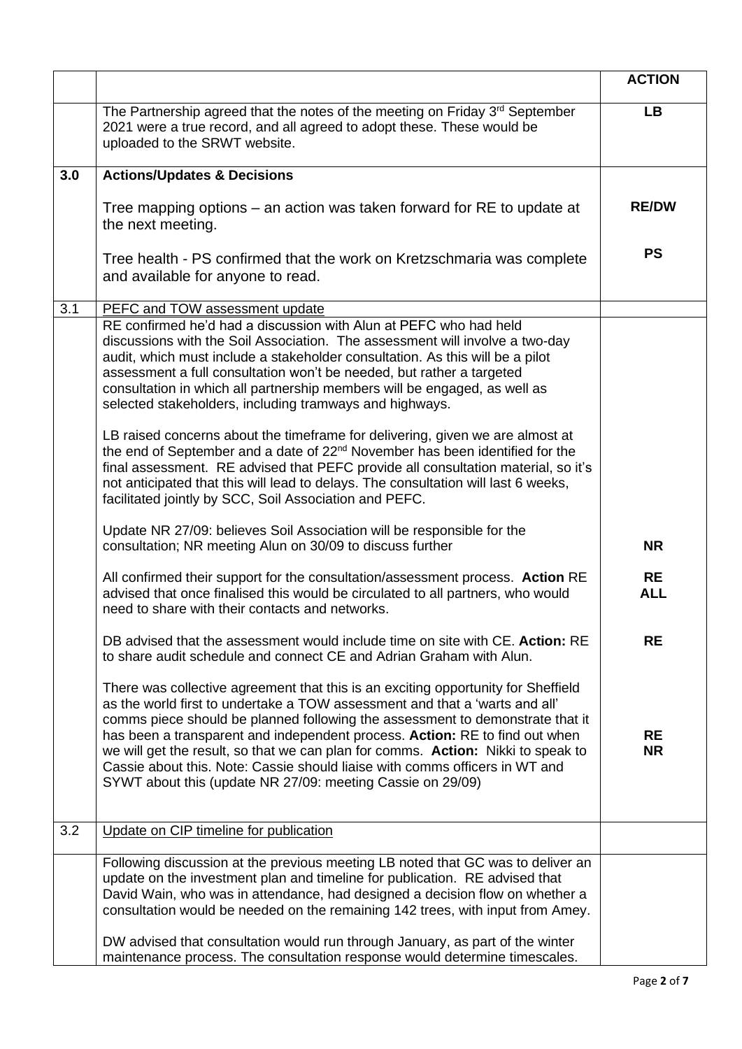| | | ACTION |
|---|---|---|
| | The Partnership agreed that the notes of the meeting on Friday 3rd September 2021 were a true record, and all agreed to adopt these. These would be uploaded to the SRWT website. | **LB** |
| **3.0** | **Actions/Updates & Decisions**<br><br>Tree mapping options – an action was taken forward for RE to update at the next meeting.<br><br>Tree health - PS confirmed that the work on Kretzschmaria was complete and available for anyone to read. | <br><br>**RE/DW**<br><br>**PS** |
| 3.1 | PEFC and TOW assessment update | |
| | RE confirmed he'd had a discussion with Alun at PEFC who had held discussions with the Soil Association. The assessment will involve a two-day audit, which must include a stakeholder consultation. As this will be a pilot assessment a full consultation won't be needed, but rather a targeted consultation in which all partnership members will be engaged, as well as selected stakeholders, including tramways and highways.<br><br>LB raised concerns about the timeframe for delivering, given we are almost at the end of September and a date of 22nd November has been identified for the final assessment. RE advised that PEFC provide all consultation material, so it's not anticipated that this will lead to delays. The consultation will last 6 weeks, facilitated jointly by SCC, Soil Association and PEFC.<br><br>Update NR 27/09: believes Soil Association will be responsible for the consultation; NR meeting Alun on 30/09 to discuss further<br><br>All confirmed their support for the consultation/assessment process. **Action** RE advised that once finalised this would be circulated to all partners, who would need to share with their contacts and networks.<br><br>DB advised that the assessment would include time on site with CE. **Action:** RE to share audit schedule and connect CE and Adrian Graham with Alun.<br><br>There was collective agreement that this is an exciting opportunity for Sheffield as the world first to undertake a TOW assessment and that a 'warts and all' comms piece should be planned following the assessment to demonstrate that it has been a transparent and independent process. **Action:** RE to find out when we will get the result, so that we can plan for comms. **Action:** Nikki to speak to Cassie about this. Note: Cassie should liaise with comms officers in WT and SYWT about this (update NR 27/09: meeting Cassie on 29/09) | <br><br><br><br><br><br><br><br><br><br><br><br><br>**NR**<br><br>**RE**<br>**ALL**<br><br>**RE**<br><br><br><br><br>**RE**<br>**NR** |
| 3.2 | Update on CIP timeline for publication | |
| | Following discussion at the previous meeting LB noted that GC was to deliver an update on the investment plan and timeline for publication. RE advised that David Wain, who was in attendance, had designed a decision flow on whether a consultation would be needed on the remaining 142 trees, with input from Amey.<br><br>DW advised that consultation would run through January, as part of the winter maintenance process. The consultation response would determine timescales. | |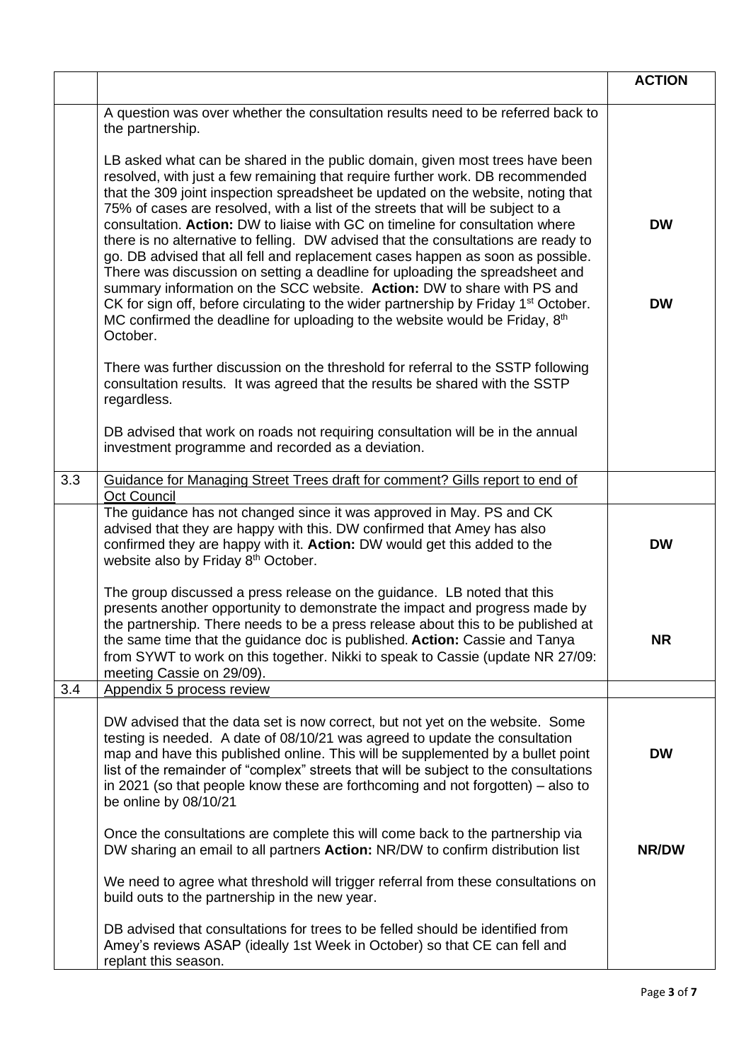| | | ACTION |
|---|---|---|
| | A question was over whether the consultation results need to be referred back to the partnership.<br><br>LB asked what can be shared in the public domain, given most trees have been resolved, with just a few remaining that require further work. DB recommended that the 309 joint inspection spreadsheet be updated on the website, noting that 75% of cases are resolved, with a list of the streets that will be subject to a consultation. **Action:** DW to liaise with GC on timeline for consultation where there is no alternative to felling. DW advised that the consultations are ready to go. DB advised that all fell and replacement cases happen as soon as possible. There was discussion on setting a deadline for uploading the spreadsheet and summary information on the SCC website. **Action:** DW to share with PS and CK for sign off, before circulating to the wider partnership by Friday 1st October. MC confirmed the deadline for uploading to the website would be Friday, 8th October.<br><br>There was further discussion on the threshold for referral to the SSTP following consultation results. It was agreed that the results be shared with the SSTP regardless.<br><br>DB advised that work on roads not requiring consultation will be in the annual investment programme and recorded as a deviation. | **DW**<br><br>**DW** |
| 3.3 | <u>Guidance for Managing Street Trees draft for comment? Gills report to end of Oct Council</u> | |
| | The guidance has not changed since it was approved in May. PS and CK advised that they are happy with this. DW confirmed that Amey has also confirmed they are happy with it. **Action:** DW would get this added to the website also by Friday 8th October.<br><br>The group discussed a press release on the guidance. LB noted that this presents another opportunity to demonstrate the impact and progress made by the partnership. There needs to be a press release about this to be published at the same time that the guidance doc is published. **Action:** Cassie and Tanya from SYWT to work on this together. Nikki to speak to Cassie (update NR 27/09: meeting Cassie on 29/09). | **DW**<br><br>**NR** |
| 3.4 | <u>Appendix 5 process review</u> | |
| | DW advised that the data set is now correct, but not yet on the website. Some testing is needed. A date of 08/10/21 was agreed to update the consultation map and have this published online. This will be supplemented by a bullet point list of the remainder of "complex" streets that will be subject to the consultations in 2021 (so that people know these are forthcoming and not forgotten) – also to be online by 08/10/21<br><br>Once the consultations are complete this will come back to the partnership via DW sharing an email to all partners **Action:** NR/DW to confirm distribution list<br><br>We need to agree what threshold will trigger referral from these consultations on build outs to the partnership in the new year.<br><br>DB advised that consultations for trees to be felled should be identified from Amey's reviews ASAP (ideally 1st Week in October) so that CE can fell and replant this season. | **DW**<br><br>**NR/DW** |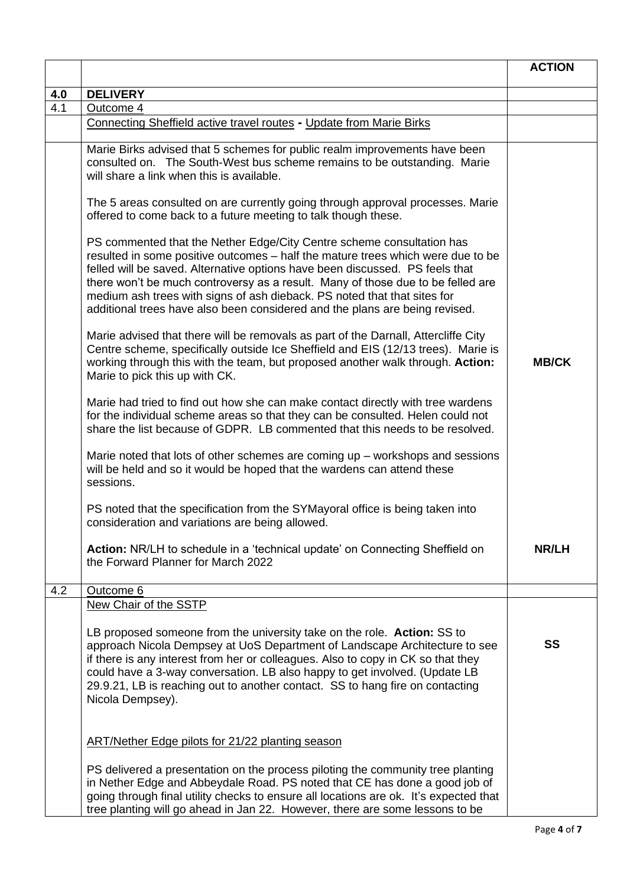| | | ACTION |
|---|---|---|
| **4.0** | **DELIVERY** | |
| 4.1 | Outcome 4 | |
| | Connecting Sheffield active travel routes **-** Update from Marie Birks | |
| | Marie Birks advised that 5 schemes for public realm improvements have been consulted on. The South-West bus scheme remains to be outstanding. Marie will share a link when this is available.<br><br>The 5 areas consulted on are currently going through approval processes. Marie offered to come back to a future meeting to talk though these.<br><br>PS commented that the Nether Edge/City Centre scheme consultation has resulted in some positive outcomes – half the mature trees which were due to be felled will be saved. Alternative options have been discussed. PS feels that there won't be much controversy as a result. Many of those due to be felled are medium ash trees with signs of ash dieback. PS noted that that sites for additional trees have also been considered and the plans are being revised.<br><br>Marie advised that there will be removals as part of the Darnall, Attercliffe City Centre scheme, specifically outside Ice Sheffield and EIS (12/13 trees). Marie is working through this with the team, but proposed another walk through. **Action:** Marie to pick this up with CK.<br><br>Marie had tried to find out how she can make contact directly with tree wardens for the individual scheme areas so that they can be consulted. Helen could not share the list because of GDPR. LB commented that this needs to be resolved.<br><br>Marie noted that lots of other schemes are coming up – workshops and sessions will be held and so it would be hoped that the wardens can attend these sessions.<br><br>PS noted that the specification from the SYMayoral office is being taken into consideration and variations are being allowed.<br><br>**Action:** NR/LH to schedule in a 'technical update' on Connecting Sheffield on the Forward Planner for March 2022 | **MB/CK**<br><br>**NR/LH** |
| 4.2 | Outcome 6 | |
| | New Chair of the SSTP<br><br>LB proposed someone from the university take on the role. **Action:** SS to approach Nicola Dempsey at UoS Department of Landscape Architecture to see if there is any interest from her or colleagues. Also to copy in CK so that they could have a 3-way conversation. LB also happy to get involved. (Update LB 29.9.21, LB is reaching out to another contact. SS to hang fire on contacting Nicola Dempsey).<br><br>ART/Nether Edge pilots for 21/22 planting season<br><br>PS delivered a presentation on the process piloting the community tree planting in Nether Edge and Abbeydale Road. PS noted that CE has done a good job of going through final utility checks to ensure all locations are ok. It's expected that tree planting will go ahead in Jan 22. However, there are some lessons to be | **SS** |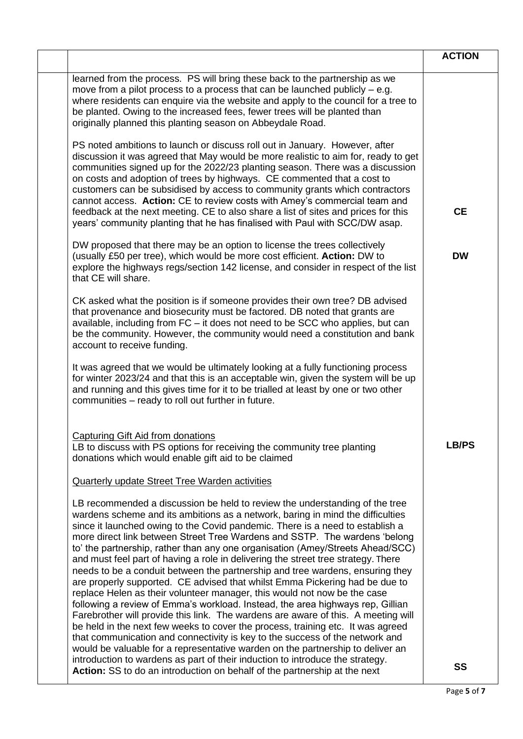| | | ACTION |
|---|---|---|
| | learned from the process. PS will bring these back to the partnership as we move from a pilot process to a process that can be launched publicly – e.g. where residents can enquire via the website and apply to the council for a tree to be planted. Owing to the increased fees, fewer trees will be planted than originally planned this planting season on Abbeydale Road.<br><br>PS noted ambitions to launch or discuss roll out in January. However, after discussion it was agreed that May would be more realistic to aim for, ready to get communities signed up for the 2022/23 planting season. There was a discussion on costs and adoption of trees by highways. CE commented that a cost to customers can be subsidised by access to community grants which contractors cannot access. **Action:** CE to review costs with Amey's commercial team and feedback at the next meeting. CE to also share a list of sites and prices for this years' community planting that he has finalised with Paul with SCC/DW asap. | **CE** |
| | DW proposed that there may be an option to license the trees collectively (usually £50 per tree), which would be more cost efficient. **Action:** DW to explore the highways regs/section 142 license, and consider in respect of the list that CE will share. | **DW** |
| | CK asked what the position is if someone provides their own tree? DB advised that provenance and biosecurity must be factored. DB noted that grants are available, including from FC – it does not need to be SCC who applies, but can be the community. However, the community would need a constitution and bank account to receive funding.<br><br>It was agreed that we would be ultimately looking at a fully functioning process for winter 2023/24 and that this is an acceptable win, given the system will be up and running and this gives time for it to be trialled at least by one or two other communities – ready to roll out further in future. | |
| | <u>Capturing Gift Aid from donations</u><br>LB to discuss with PS options for receiving the community tree planting donations which would enable gift aid to be claimed | **LB/PS** |
| | <u>Quarterly update Street Tree Warden activities</u><br><br>LB recommended a discussion be held to review the understanding of the tree wardens scheme and its ambitions as a network, baring in mind the difficulties since it launched owing to the Covid pandemic. There is a need to establish a more direct link between Street Tree Wardens and SSTP. The wardens 'belong to' the partnership, rather than any one organisation (Amey/Streets Ahead/SCC) and must feel part of having a role in delivering the street tree strategy. There needs to be a conduit between the partnership and tree wardens, ensuring they are properly supported. CE advised that whilst Emma Pickering had be due to replace Helen as their volunteer manager, this would not now be the case following a review of Emma's workload. Instead, the area highways rep, Gillian Farebrother will provide this link. The wardens are aware of this. A meeting will be held in the next few weeks to cover the process, training etc. It was agreed that communication and connectivity is key to the success of the network and would be valuable for a representative warden on the partnership to deliver an introduction to wardens as part of their induction to introduce the strategy.<br>**Action:** SS to do an introduction on behalf of the partnership at the next | **SS** |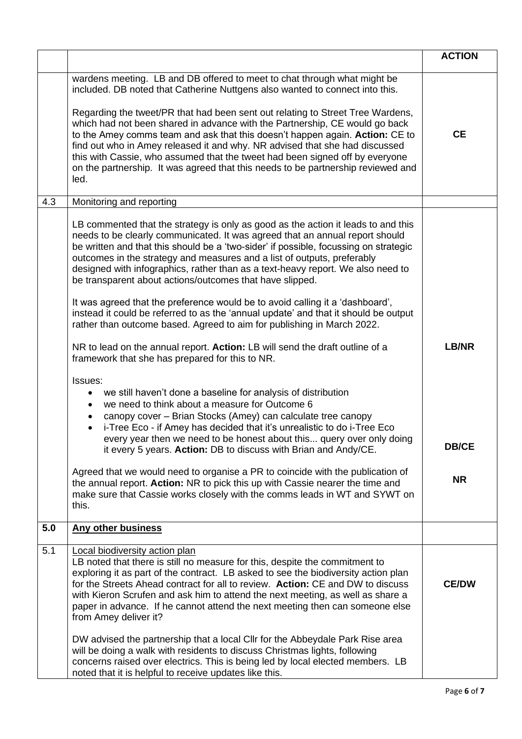| | | ACTION |
|---|---|---|
| | wardens meeting. LB and DB offered to meet to chat through what might be included. DB noted that Catherine Nuttgens also wanted to connect into this.<br><br>Regarding the tweet/PR that had been sent out relating to Street Tree Wardens, which had not been shared in advance with the Partnership, CE would go back to the Amey comms team and ask that this doesn't happen again. **Action:** CE to find out who in Amey released it and why. NR advised that she had discussed this with Cassie, who assumed that the tweet had been signed off by everyone on the partnership. It was agreed that this needs to be partnership reviewed and led. | **CE** |
| 4.3 | Monitoring and reporting | |
| | LB commented that the strategy is only as good as the action it leads to and this needs to be clearly communicated. It was agreed that an annual report should be written and that this should be a 'two-sider' if possible, focussing on strategic outcomes in the strategy and measures and a list of outputs, preferably designed with infographics, rather than as a text-heavy report. We also need to be transparent about actions/outcomes that have slipped.<br><br>It was agreed that the preference would be to avoid calling it a 'dashboard', instead it could be referred to as the 'annual update' and that it should be output rather than outcome based. Agreed to aim for publishing in March 2022.<br><br>NR to lead on the annual report. **Action:** LB will send the draft outline of a framework that she has prepared for this to NR.<br><br>Issues:<br>• we still haven't done a baseline for analysis of distribution<br>• we need to think about a measure for Outcome 6<br>• canopy cover – Brian Stocks (Amey) can calculate tree canopy<br>• i-Tree Eco - if Amey has decided that it's unrealistic to do i-Tree Eco every year then we need to be honest about this... query over only doing it every 5 years. **Action:** DB to discuss with Brian and Andy/CE.<br><br>Agreed that we would need to organise a PR to coincide with the publication of the annual report. **Action:** NR to pick this up with Cassie nearer the time and make sure that Cassie works closely with the comms leads in WT and SYWT on this. | **LB/NR**<br><br>**DB/CE**<br><br>**NR** |
| **5.0** | **Any other business** | |
| 5.1 | Local biodiversity action plan<br>LB noted that there is still no measure for this, despite the commitment to exploring it as part of the contract. LB asked to see the biodiversity action plan for the Streets Ahead contract for all to review. **Action:** CE and DW to discuss with Kieron Scrufen and ask him to attend the next meeting, as well as share a paper in advance. If he cannot attend the next meeting then can someone else from Amey deliver it?<br><br>DW advised the partnership that a local Cllr for the Abbeydale Park Rise area will be doing a walk with residents to discuss Christmas lights, following concerns raised over electrics. This is being led by local elected members. LB noted that it is helpful to receive updates like this. | **CE/DW** |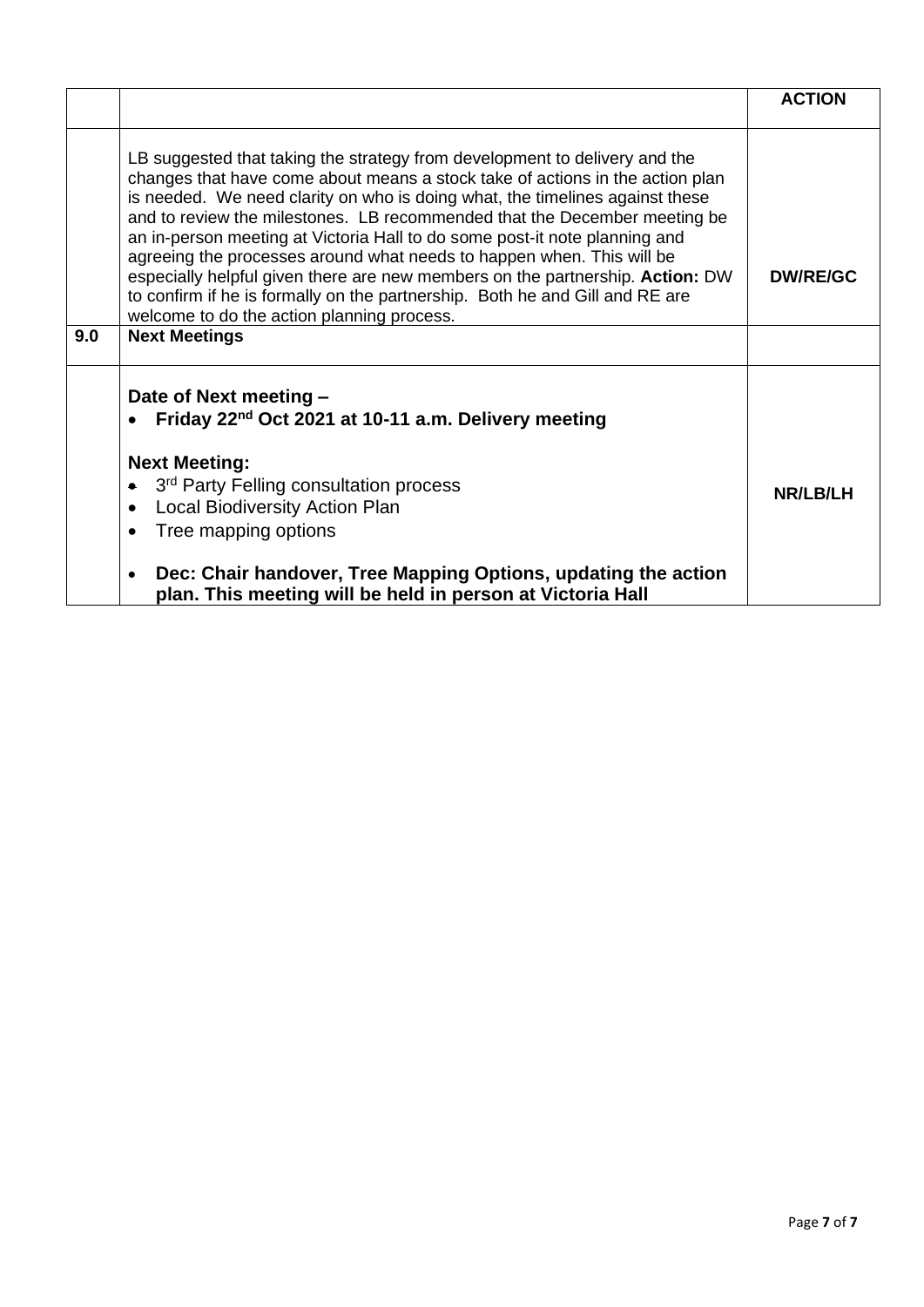| | | ACTION |
|---|---|---|
| | LB suggested that taking the strategy from development to delivery and the changes that have come about means a stock take of actions in the action plan is needed. We need clarity on who is doing what, the timelines against these and to review the milestones. LB recommended that the December meeting be an in-person meeting at Victoria Hall to do some post-it note planning and agreeing the processes around what needs to happen when. This will be especially helpful given there are new members on the partnership. **Action:** DW to confirm if he is formally on the partnership. Both he and Gill and RE are welcome to do the action planning process. | **DW/RE/GC** |
| **9.0** | **Next Meetings** | |
| | **Date of Next meeting –**<br>• **Friday 22nd Oct 2021 at 10-11 a.m. Delivery meeting**<br><br>**Next Meeting:**<br>• 3rd Party Felling consultation process<br>• Local Biodiversity Action Plan<br>• Tree mapping options<br><br>• **Dec: Chair handover, Tree Mapping Options, updating the action plan. This meeting will be held in person at Victoria Hall** | **NR/LB/LH** |